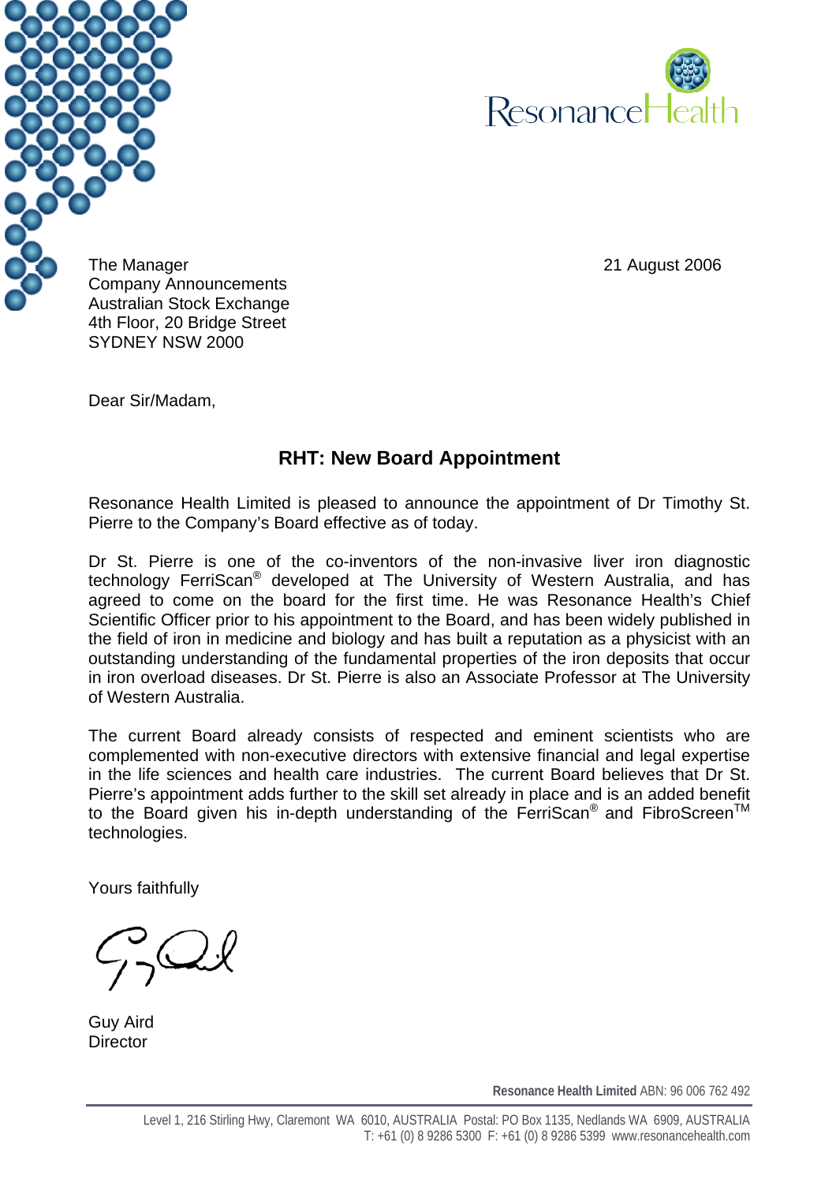The Manager
Company Announcements
Australian Stock Exchange
4th Floor, 20 Bridge Street
SYDNEY NSW 2000

21 August 2006

Dear Sir/Madam,

## RHT: New Board Appointment

Resonance Health Limited is pleased to announce the appointment of Dr Timothy St. Pierre to the Company's Board effective as of today.

Dr St. Pierre is one of the co-inventors of the non-invasive liver iron diagnostic technology FerriScan® developed at The University of Western Australia, and has agreed to come on the board for the first time. He was Resonance Health's Chief Scientific Officer prior to his appointment to the Board, and has been widely published in the field of iron in medicine and biology and has built a reputation as a physicist with an outstanding understanding of the fundamental properties of the iron deposits that occur in iron overload diseases. Dr St. Pierre is also an Associate Professor at The University of Western Australia.

The current Board already consists of respected and eminent scientists who are complemented with non-executive directors with extensive financial and legal expertise in the life sciences and health care industries. The current Board believes that Dr St. Pierre's appointment adds further to the skill set already in place and is an added benefit to the Board given his in-depth understanding of the FerriScan® and FibroScreen™ technologies.

Yours faithfully

Guy Aird
Director

**Resonance Health Limited** ABN: 96 006 762 492

Level 1, 216 Stirling Hwy, Claremont WA 6010, AUSTRALIA Postal: PO Box 1135, Nedlands WA 6909, AUSTRALIA
T: +61 (0) 8 9286 5300 F: +61 (0) 8 9286 5399 www.resonancehealth.com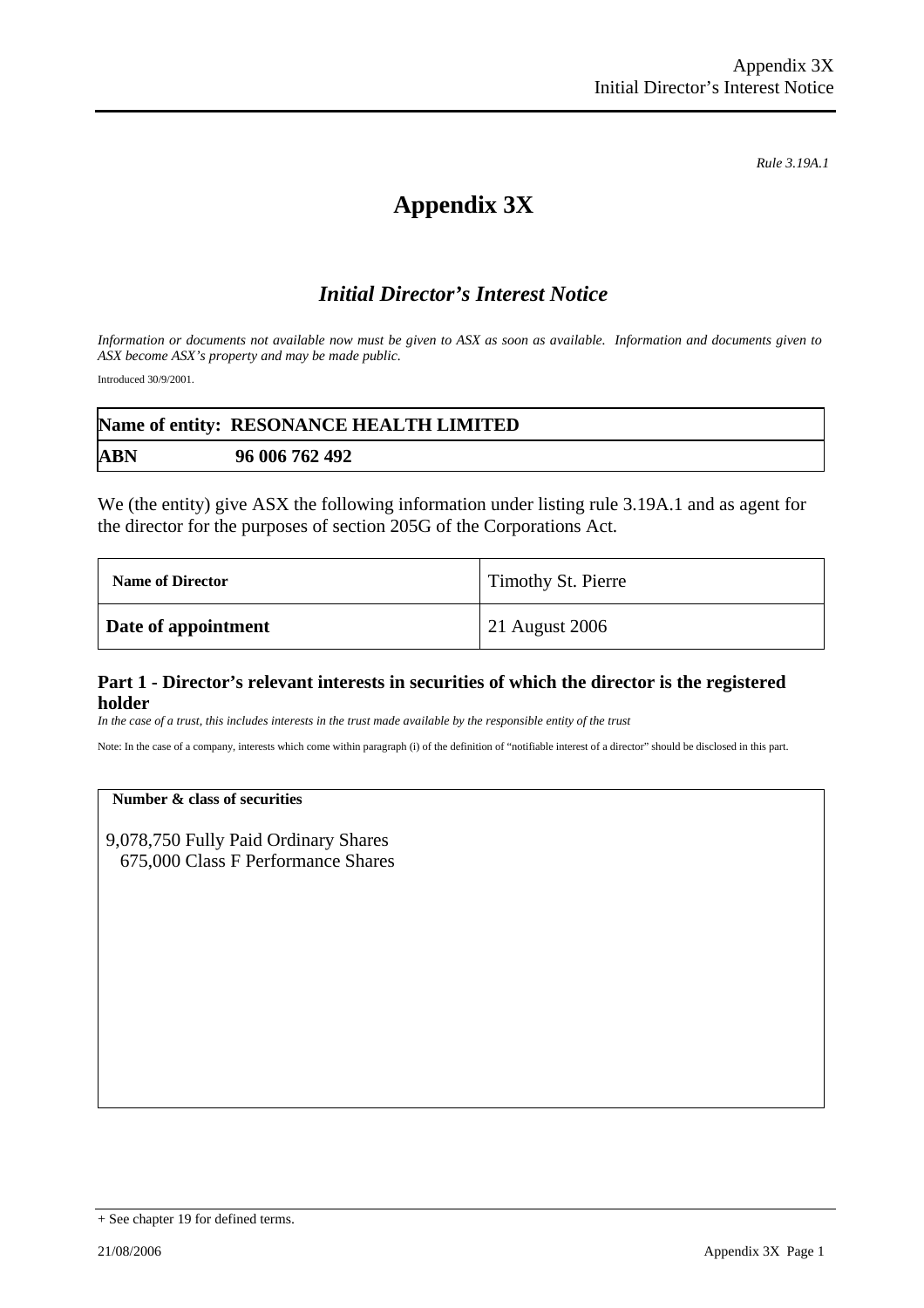*Rule 3.19A.1*

# Appendix 3X

## *Initial Director's Interest Notice*

*Information or documents not available now must be given to ASX as soon as available. Information and documents given to ASX become ASX's property and may be made public.*

Introduced 30/9/2001.

| **Name of entity: RESONANCE HEALTH LIMITED** | |
|---|---|
| **ABN** | **96 006 762 492** |

We (the entity) give ASX the following information under listing rule 3.19A.1 and as agent for the director for the purposes of section 205G of the Corporations Act.

| **Name of Director** | Timothy St. Pierre |
|---|---|
| **Date of appointment** | 21 August 2006 |

### Part 1 - Director's relevant interests in securities of which the director is the registered holder

*In the case of a trust, this includes interests in the trust made available by the responsible entity of the trust*

Note: In the case of a company, interests which come within paragraph (i) of the definition of "notifiable interest of a director" should be disclosed in this part.

| **Number & class of securities** |
|---|
| 9,078,750 Fully Paid Ordinary Shares<br>675,000 Class F Performance Shares |

+ See chapter 19 for defined terms.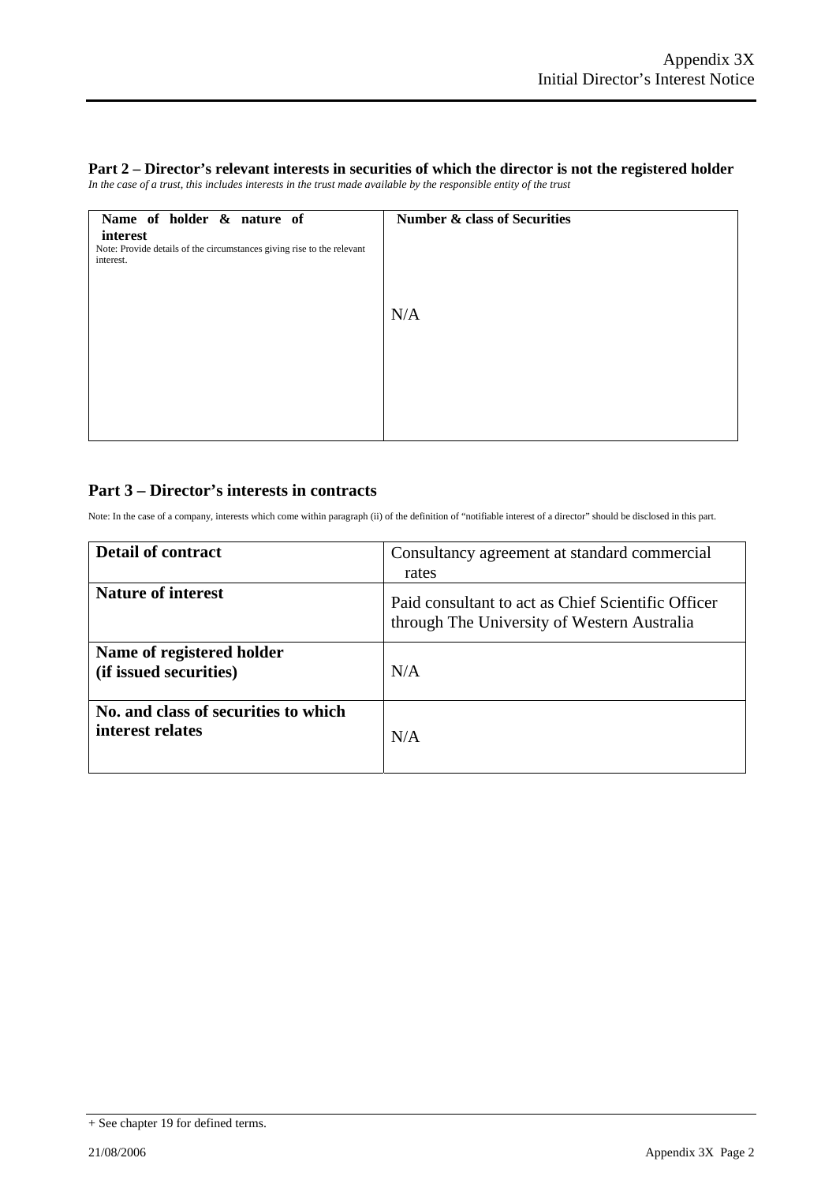## Part 2 – Director's relevant interests in securities of which the director is not the registered holder

*In the case of a trust, this includes interests in the trust made available by the responsible entity of the trust*

| Name of holder & nature of interest<br>Note: Provide details of the circumstances giving rise to the relevant interest. | Number & class of Securities |
|---|---|
| | N/A |

## Part 3 – Director's interests in contracts

Note: In the case of a company, interests which come within paragraph (ii) of the definition of "notifiable interest of a director" should be disclosed in this part.

| | |
|---|---|
| **Detail of contract** | Consultancy agreement at standard commercial rates |
| **Nature of interest** | Paid consultant to act as Chief Scientific Officer through The University of Western Australia |
| **Name of registered holder (if issued securities)** | N/A |
| **No. and class of securities to which interest relates** | N/A |

+ See chapter 19 for defined terms.